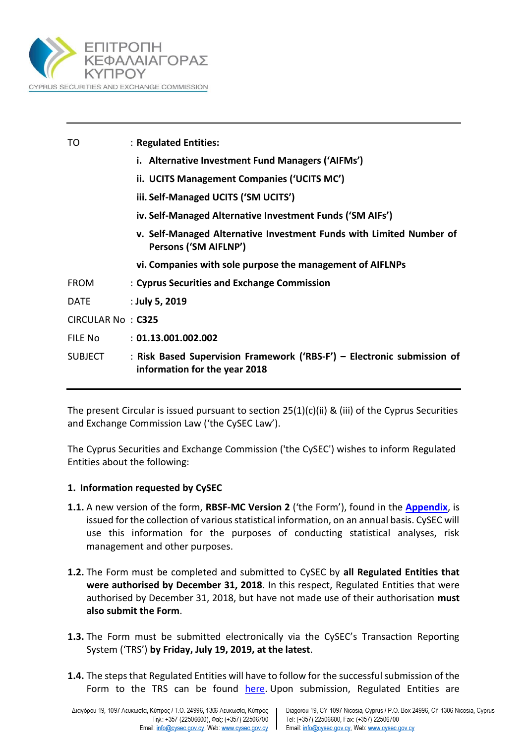ΕΠΙΤΡΟΠΗ ΚΕΦΑΛΑΙΑΓΟΡΑΣ ΚΥΠΡΟΥ

CYPRUS SECURITIES AND EXCHANGE COMMISSION

| | |
|---|---|
| TO | : **Regulated Entities:** |
| | **i. Alternative Investment Fund Managers ('AIFMs')** |
| | **ii. UCITS Management Companies ('UCITS MC')** |
| | **iii. Self-Managed UCITS ('SM UCITS')** |
| | **iv. Self-Managed Alternative Investment Funds ('SM AIFs')** |
| | **v. Self-Managed Alternative Investment Funds with Limited Number of Persons ('SM AIFLNP')** |
| | **vi. Companies with sole purpose the management of AIFLNPs** |
| FROM | : **Cyprus Securities and Exchange Commission** |
| DATE | : **July 5, 2019** |
| CIRCULAR No | : **C325** |
| FILE No | : **01.13.001.002.002** |
| SUBJECT | : **Risk Based Supervision Framework ('RBS-F') – Electronic submission of information for the year 2018** |

The present Circular is issued pursuant to section 25(1)(c)(ii) & (iii) of the Cyprus Securities and Exchange Commission Law ('the CySEC Law').

The Cyprus Securities and Exchange Commission ('the CySEC') wishes to inform Regulated Entities about the following:

**1. Information requested by CySEC**

**1.1.** A new version of the form, **RBSF-MC Version 2** ('the Form'), found in the **Appendix**, is issued for the collection of various statistical information, on an annual basis. CySEC will use this information for the purposes of conducting statistical analyses, risk management and other purposes.

**1.2.** The Form must be completed and submitted to CySEC by **all Regulated Entities that were authorised by December 31, 2018**. In this respect, Regulated Entities that were authorised by December 31, 2018, but have not made use of their authorisation **must also submit the Form**.

**1.3.** The Form must be submitted electronically via the CySEC's Transaction Reporting System ('TRS') **by Friday, July 19, 2019, at the latest**.

**1.4.** The steps that Regulated Entities will have to follow for the successful submission of the Form to the TRS can be found here. Upon submission, Regulated Entities are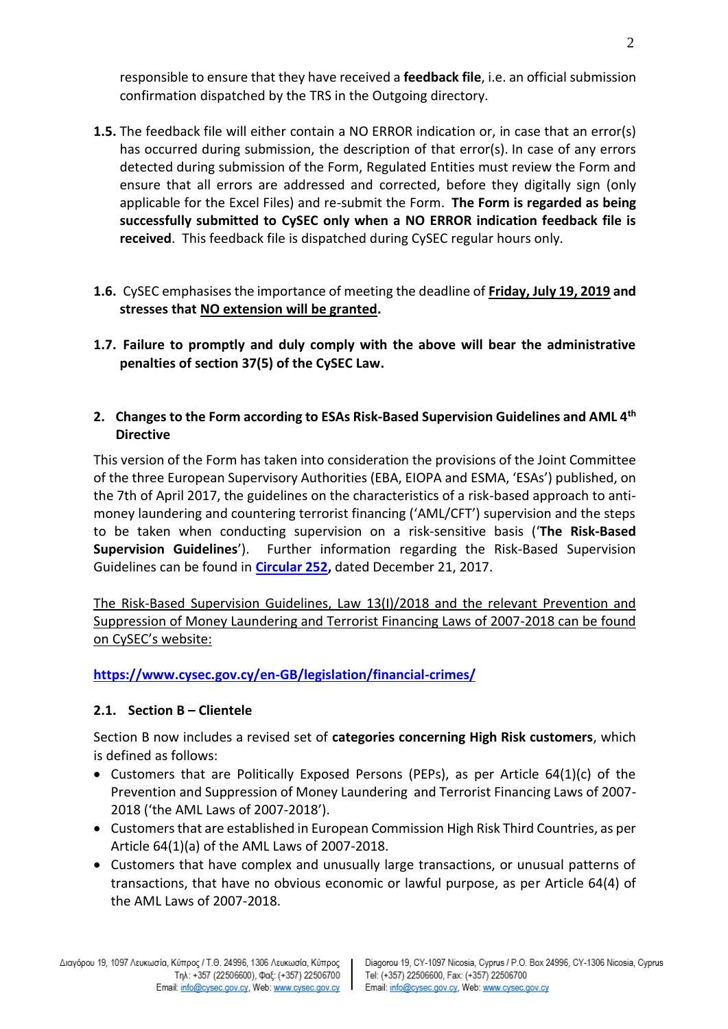responsible to ensure that they have received a **feedback file**, i.e. an official submission confirmation dispatched by the TRS in the Outgoing directory.

**1.5.** The feedback file will either contain a NO ERROR indication or, in case that an error(s) has occurred during submission, the description of that error(s). In case of any errors detected during submission of the Form, Regulated Entities must review the Form and ensure that all errors are addressed and corrected, before they digitally sign (only applicable for the Excel Files) and re-submit the Form. **The Form is regarded as being successfully submitted to CySEC only when a NO ERROR indication feedback file is received**. This feedback file is dispatched during CySEC regular hours only.

**1.6.** CySEC emphasises the importance of meeting the deadline of **<u>Friday, July 19, 2019</u> and stresses that <u>NO extension will be granted</u>.**

**1.7. Failure to promptly and duly comply with the above will bear the administrative penalties of section 37(5) of the CySEC Law.**

## 2. Changes to the Form according to ESAs Risk-Based Supervision Guidelines and AML 4th Directive

This version of the Form has taken into consideration the provisions of the Joint Committee of the three European Supervisory Authorities (EBA, EIOPA and ESMA, 'ESAs') published, on the 7th of April 2017, the guidelines on the characteristics of a risk-based approach to anti-money laundering and countering terrorist financing ('AML/CFT') supervision and the steps to be taken when conducting supervision on a risk-sensitive basis ('**The Risk-Based Supervision Guidelines**'). Further information regarding the Risk-Based Supervision Guidelines can be found in **Circular 252,** dated December 21, 2017.

<u>The Risk-Based Supervision Guidelines, Law 13(I)/2018 and the relevant Prevention and Suppression of Money Laundering and Terrorist Financing Laws of 2007-2018 can be found on CySEC's website:</u>

**https://www.cysec.gov.cy/en-GB/legislation/financial-crimes/**

### 2.1. Section B – Clientele

Section B now includes a revised set of **categories concerning High Risk customers**, which is defined as follows:

- Customers that are Politically Exposed Persons (PEPs), as per Article 64(1)(c) of the Prevention and Suppression of Money Laundering and Terrorist Financing Laws of 2007-2018 ('the AML Laws of 2007-2018').
- Customers that are established in European Commission High Risk Third Countries, as per Article 64(1)(a) of the AML Laws of 2007-2018.
- Customers that have complex and unusually large transactions, or unusual patterns of transactions, that have no obvious economic or lawful purpose, as per Article 64(4) of the AML Laws of 2007-2018.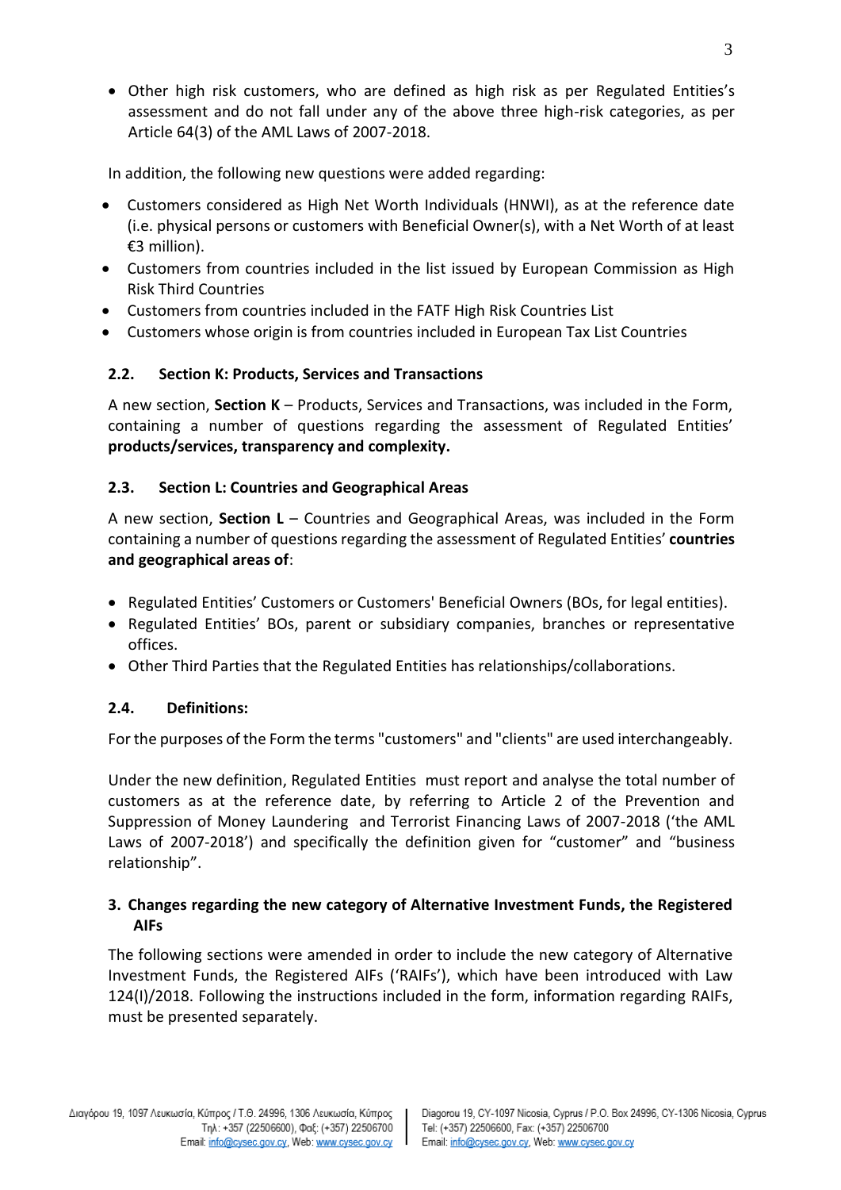- Other high risk customers, who are defined as high risk as per Regulated Entities's assessment and do not fall under any of the above three high-risk categories, as per Article 64(3) of the AML Laws of 2007-2018.

In addition, the following new questions were added regarding:

- Customers considered as High Net Worth Individuals (HNWI), as at the reference date (i.e. physical persons or customers with Beneficial Owner(s), with a Net Worth of at least €3 million).
- Customers from countries included in the list issued by European Commission as High Risk Third Countries
- Customers from countries included in the FATF High Risk Countries List
- Customers whose origin is from countries included in European Tax List Countries

### 2.2. Section K: Products, Services and Transactions

A new section, **Section K** – Products, Services and Transactions, was included in the Form, containing a number of questions regarding the assessment of Regulated Entities' **products/services, transparency and complexity.**

### 2.3. Section L: Countries and Geographical Areas

A new section, **Section L** – Countries and Geographical Areas, was included in the Form containing a number of questions regarding the assessment of Regulated Entities' **countries and geographical areas of**:

- Regulated Entities' Customers or Customers' Beneficial Owners (BOs, for legal entities).
- Regulated Entities' BOs, parent or subsidiary companies, branches or representative offices.
- Other Third Parties that the Regulated Entities has relationships/collaborations.

### 2.4. Definitions:

For the purposes of the Form the terms "customers" and "clients" are used interchangeably.

Under the new definition, Regulated Entities must report and analyse the total number of customers as at the reference date, by referring to Article 2 of the Prevention and Suppression of Money Laundering and Terrorist Financing Laws of 2007-2018 ('the AML Laws of 2007-2018') and specifically the definition given for "customer" and "business relationship".

## 3. Changes regarding the new category of Alternative Investment Funds, the Registered AIFs

The following sections were amended in order to include the new category of Alternative Investment Funds, the Registered AIFs ('RAIFs'), which have been introduced with Law 124(I)/2018. Following the instructions included in the form, information regarding RAIFs, must be presented separately.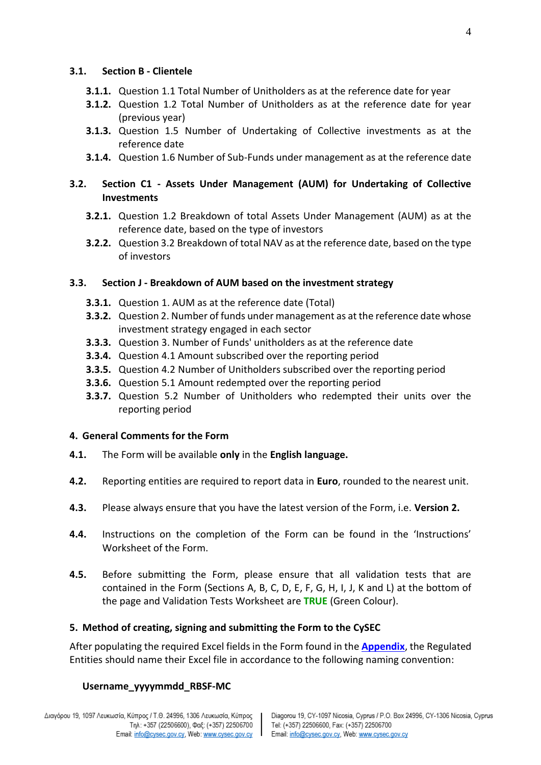### 3.1. Section B - Clientele

- **3.1.1.** Question 1.1 Total Number of Unitholders as at the reference date for year
- **3.1.2.** Question 1.2 Total Number of Unitholders as at the reference date for year (previous year)
- **3.1.3.** Question 1.5 Number of Undertaking of Collective investments as at the reference date
- **3.1.4.** Question 1.6 Number of Sub-Funds under management as at the reference date

### 3.2. Section C1 - Assets Under Management (AUM) for Undertaking of Collective Investments

- **3.2.1.** Question 1.2 Breakdown of total Assets Under Management (AUM) as at the reference date, based on the type of investors
- **3.2.2.** Question 3.2 Breakdown of total NAV as at the reference date, based on the type of investors

### 3.3. Section J - Breakdown of AUM based on the investment strategy

- **3.3.1.** Question 1. AUM as at the reference date (Total)
- **3.3.2.** Question 2. Number of funds under management as at the reference date whose investment strategy engaged in each sector
- **3.3.3.** Question 3. Number of Funds' unitholders as at the reference date
- **3.3.4.** Question 4.1 Amount subscribed over the reporting period
- **3.3.5.** Question 4.2 Number of Unitholders subscribed over the reporting period
- **3.3.6.** Question 5.1 Amount redempted over the reporting period
- **3.3.7.** Question 5.2 Number of Unitholders who redempted their units over the reporting period

## 4. General Comments for the Form

**4.1.** The Form will be available **only** in the **English language.**

**4.2.** Reporting entities are required to report data in **Euro**, rounded to the nearest unit.

**4.3.** Please always ensure that you have the latest version of the Form, i.e. **Version 2.**

**4.4.** Instructions on the completion of the Form can be found in the 'Instructions' Worksheet of the Form.

**4.5.** Before submitting the Form, please ensure that all validation tests that are contained in the Form (Sections A, B, C, D, E, F, G, H, I, J, K and L) at the bottom of the page and Validation Tests Worksheet are **TRUE** (Green Colour).

## 5. Method of creating, signing and submitting the Form to the CySEC

After populating the required Excel fields in the Form found in the **Appendix**, the Regulated Entities should name their Excel file in accordance to the following naming convention:

**Username_yyyymmdd_RBSF-MC**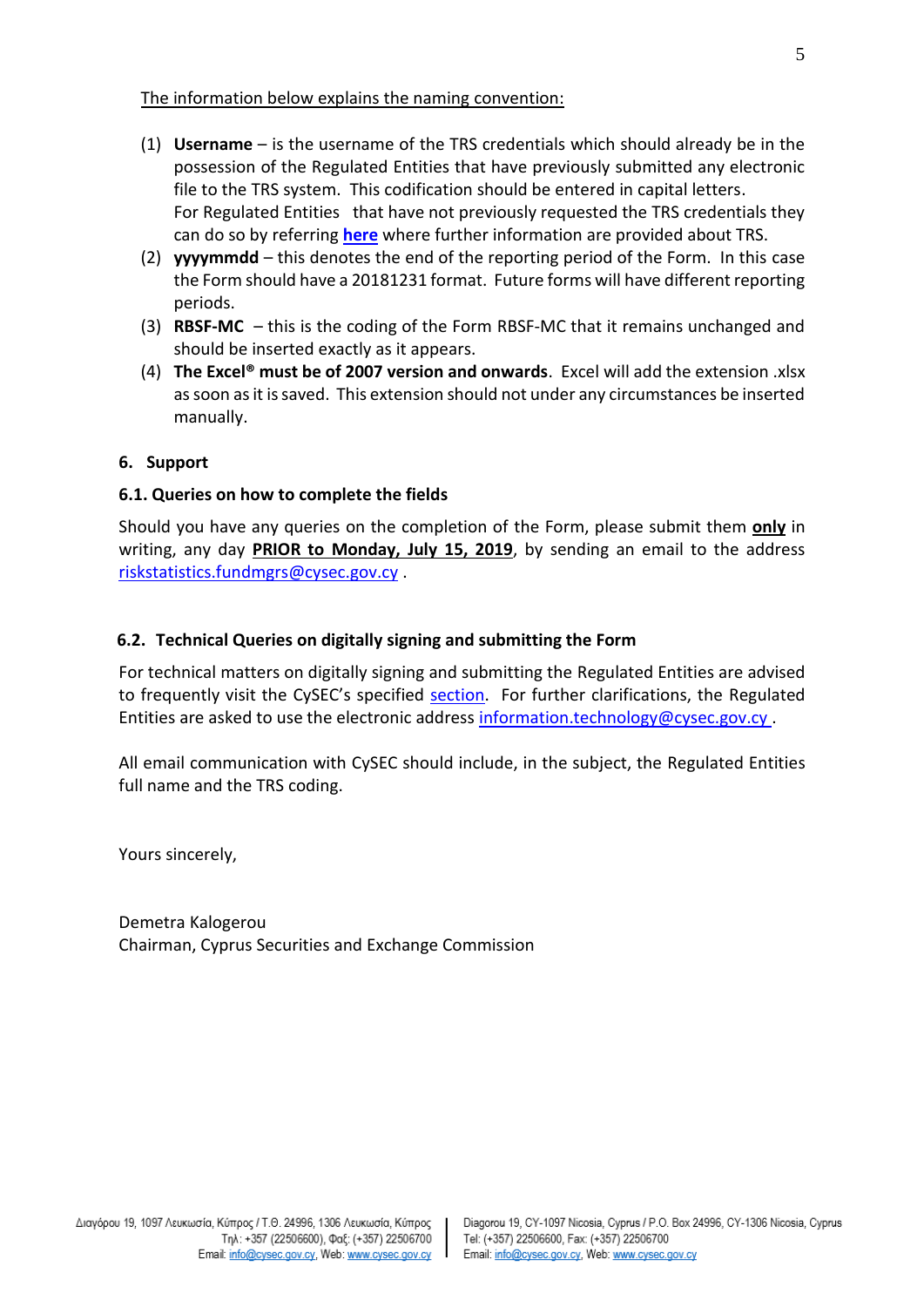The information below explains the naming convention:

(1) **Username** – is the username of the TRS credentials which should already be in the possession of the Regulated Entities that have previously submitted any electronic file to the TRS system. This codification should be entered in capital letters. For Regulated Entities that have not previously requested the TRS credentials they can do so by referring **here** where further information are provided about TRS.

(2) **yyyymmdd** – this denotes the end of the reporting period of the Form. In this case the Form should have a 20181231 format. Future forms will have different reporting periods.

(3) **RBSF-MC** – this is the coding of the Form RBSF-MC that it remains unchanged and should be inserted exactly as it appears.

(4) **The Excel® must be of 2007 version and onwards**. Excel will add the extension .xlsx as soon as it is saved. This extension should not under any circumstances be inserted manually.

## 6. Support

### 6.1. Queries on how to complete the fields

Should you have any queries on the completion of the Form, please submit them **only** in writing, any day **PRIOR to Monday, July 15, 2019**, by sending an email to the address riskstatistics.fundmgrs@cysec.gov.cy .

### 6.2. Technical Queries on digitally signing and submitting the Form

For technical matters on digitally signing and submitting the Regulated Entities are advised to frequently visit the CySEC's specified section. For further clarifications, the Regulated Entities are asked to use the electronic address information.technology@cysec.gov.cy .

All email communication with CySEC should include, in the subject, the Regulated Entities full name and the TRS coding.

Yours sincerely,

Demetra Kalogerou
Chairman, Cyprus Securities and Exchange Commission

Διαγόρου 19, 1097 Λευκωσία, Κύπρος / Τ.Θ. 24996, 1306 Λευκωσία, Κύπρος
Τηλ: +357 (22506600), Φαξ: (+357) 22506700
Email: info@cysec.gov.cy, Web: www.cysec.gov.cy

Diagorou 19, CY-1097 Nicosia, Cyprus / P.O. Box 24996, CY-1306 Nicosia, Cyprus
Tel: (+357) 22506600, Fax: (+357) 22506700
Email: info@cysec.gov.cy, Web: www.cysec.gov.cy